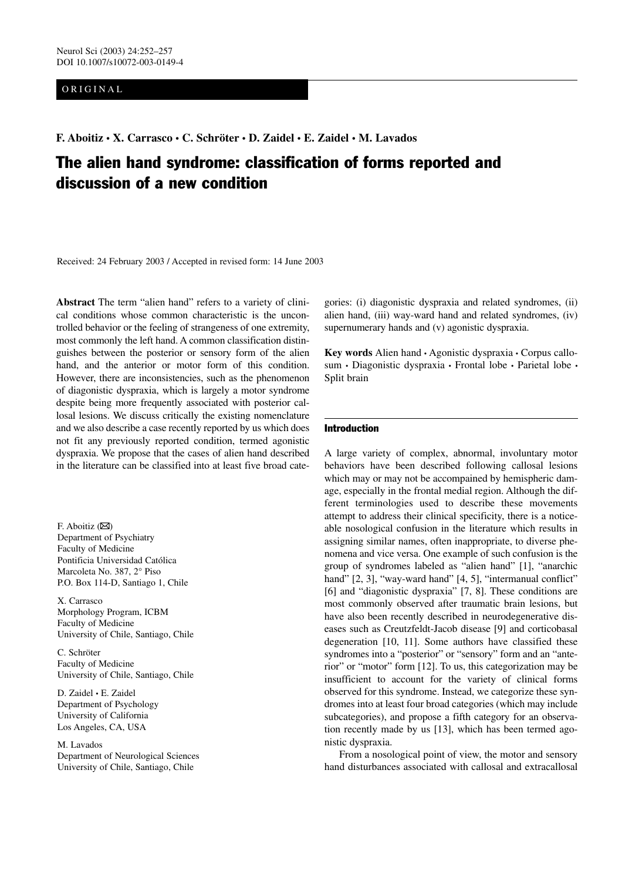ORIGINAL

**F. Aboitiz • X. Carrasco • C. Schröter • D. Zaidel • E. Zaidel • M. Lavados**

# The alien hand syndrome: classification of forms reported and discussion of a new condition

Received: 24 February 2003 / Accepted in revised form: 14 June 2003

**Abstract** The term "alien hand" refers to a variety of clinical conditions whose common characteristic is the uncontrolled behavior or the feeling of strangeness of one extremity, most commonly the left hand. A common classification distinguishes between the posterior or sensory form of the alien hand, and the anterior or motor form of this condition. However, there are inconsistencies, such as the phenomenon of diagonistic dyspraxia, which is largely a motor syndrome despite being more frequently associated with posterior callosal lesions. We discuss critically the existing nomenclature and we also describe a case recently reported by us which does not fit any previously reported condition, termed agonistic dyspraxia. We propose that the cases of alien hand described in the literature can be classified into at least five broad categories: (i) diagonistic dyspraxia and related syndromes, (ii) alien hand, (iii) way-ward hand and related syndromes, (iv) supernumerary hands and (v) agonistic dyspraxia.

**Key words** Alien hand • Agonistic dyspraxia • Corpus callosum • Diagonistic dyspraxia • Frontal lobe • Parietal lobe • Split brain

F. Aboitiz (✉)
Department of Psychiatry
Faculty of Medicine
Pontificia Universidad Católica
Marcoleta No. 387, 2° Piso
P.O. Box 114-D, Santiago 1, Chile

X. Carrasco
Morphology Program, ICBM
Faculty of Medicine
University of Chile, Santiago, Chile

C. Schröter
Faculty of Medicine
University of Chile, Santiago, Chile

D. Zaidel • E. Zaidel
Department of Psychology
University of California
Los Angeles, CA, USA

M. Lavados
Department of Neurological Sciences
University of Chile, Santiago, Chile

## Introduction

A large variety of complex, abnormal, involuntary motor behaviors have been described following callosal lesions which may or may not be accompained by hemispheric damage, especially in the frontal medial region. Although the different terminologies used to describe these movements attempt to address their clinical specificity, there is a noticeable nosological confusion in the literature which results in assigning similar names, often inappropriate, to diverse phenomena and vice versa. One example of such confusion is the group of syndromes labeled as "alien hand" [1], "anarchic hand" [2, 3], "way-ward hand" [4, 5], "intermanual conflict" [6] and "diagonistic dyspraxia" [7, 8]. These conditions are most commonly observed after traumatic brain lesions, but have also been recently described in neurodegenerative diseases such as Creutzfeldt-Jacob disease [9] and corticobasal degeneration [10, 11]. Some authors have classified these syndromes into a "posterior" or "sensory" form and an "anterior" or "motor" form [12]. To us, this categorization may be insufficient to account for the variety of clinical forms observed for this syndrome. Instead, we categorize these syndromes into at least four broad categories (which may include subcategories), and propose a fifth category for an observation recently made by us [13], which has been termed agonistic dyspraxia.

From a nosological point of view, the motor and sensory hand disturbances associated with callosal and extracallosal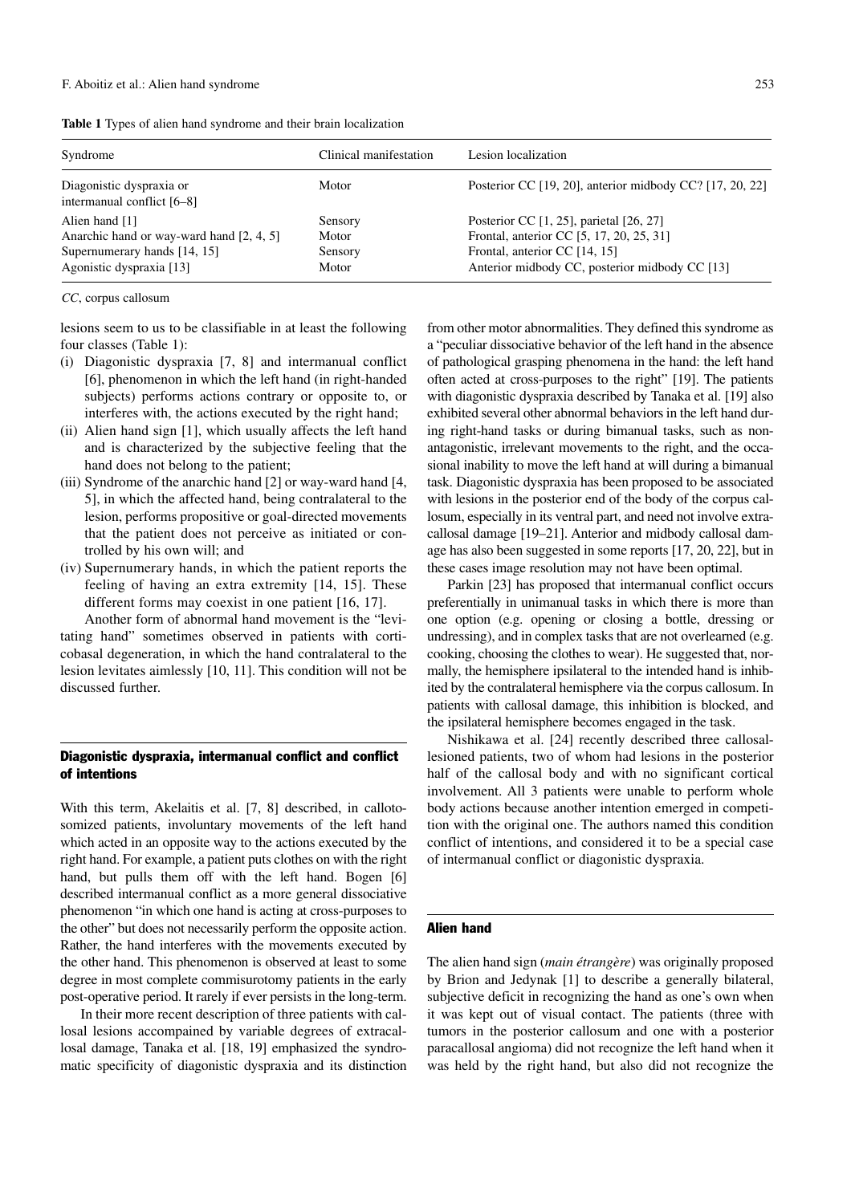**Table 1** Types of alien hand syndrome and their brain localization

| Syndrome | Clinical manifestation | Lesion localization |
|---|---|---|
| Diagonistic dyspraxia or internamual conflict [6–8] | Motor | Posterior CC [19, 20], anterior midbody CC? [17, 20, 22] |
| Alien hand [1] | Sensory | Posterior CC [1, 25], parietal [26, 27] |
| Anarchic hand or way-ward hand [2, 4, 5] | Motor | Frontal, anterior CC [5, 17, 20, 25, 31] |
| Supernumerary hands [14, 15] | Sensory | Frontal, anterior CC [14, 15] |
| Agonistic dyspraxia [13] | Motor | Anterior midbody CC, posterior midbody CC [13] |

*CC*, corpus callosum

lesions seem to us to be classifiable in at least the following four classes (Table 1):

(i) Diagonistic dyspraxia [7, 8] and intermanual conflict [6], phenomenon in which the left hand (in right-handed subjects) performs actions contrary or opposite to, or interferes with, the actions executed by the right hand;
(ii) Alien hand sign [1], which usually affects the left hand and is characterized by the subjective feeling that the hand does not belong to the patient;
(iii) Syndrome of the anarchic hand [2] or way-ward hand [4, 5], in which the affected hand, being contralateral to the lesion, performs propositive or goal-directed movements that the patient does not perceive as initiated or controlled by his own will; and
(iv) Supernumerary hands, in which the patient reports the feeling of having an extra extremity [14, 15]. These different forms may coexist in one patient [16, 17].

Another form of abnormal hand movement is the "levitating hand" sometimes observed in patients with corticobasal degeneration, in which the hand contralateral to the lesion levitates aimlessly [10, 11]. This condition will not be discussed further.

## Diagonistic dyspraxia, intermanual conflict and conflict of intentions

With this term, Akelaitis et al. [7, 8] described, in callotosomized patients, involuntary movements of the left hand which acted in an opposite way to the actions executed by the right hand. For example, a patient puts clothes on with the right hand, but pulls them off with the left hand. Bogen [6] described intermanual conflict as a more general dissociative phenomenon "in which one hand is acting at cross-purposes to the other" but does not necessarily perform the opposite action. Rather, the hand interferes with the movements executed by the other hand. This phenomenon is observed at least to some degree in most complete commisurotomy patients in the early post-operative period. It rarely if ever persists in the long-term.

In their more recent description of three patients with callosal lesions accompained by variable degrees of extracallosal damage, Tanaka et al. [18, 19] emphasized the syndromatic specificity of diagonistic dyspraxia and its distinction from other motor abnormalities. They defined this syndrome as a "peculiar dissociative behavior of the left hand in the absence of pathological grasping phenomena in the hand: the left hand often acted at cross-purposes to the right" [19]. The patients with diagonistic dyspraxia described by Tanaka et al. [19] also exhibited several other abnormal behaviors in the left hand during right-hand tasks or during bimanual tasks, such as nonantagonistic, irrelevant movements to the right, and the occasional inability to move the left hand at will during a bimanual task. Diagonistic dyspraxia has been proposed to be associated with lesions in the posterior end of the body of the corpus callosum, especially in its ventral part, and need not involve extracallosal damage [19–21]. Anterior and midbody callosal damage has also been suggested in some reports [17, 20, 22], but in these cases image resolution may not have been optimal.

Parkin [23] has proposed that intermanual conflict occurs preferentially in unimanual tasks in which there is more than one option (e.g. opening or closing a bottle, dressing or undressing), and in complex tasks that are not overlearned (e.g. cooking, choosing the clothes to wear). He suggested that, normally, the hemisphere ipsilateral to the intended hand is inhibited by the contralateral hemisphere via the corpus callosum. In patients with callosal damage, this inhibition is blocked, and the ipsilateral hemisphere becomes engaged in the task.

Nishikawa et al. [24] recently described three callosal-lesioned patients, two of whom had lesions in the posterior half of the callosal body and with no significant cortical involvement. All 3 patients were unable to perform whole body actions because another intention emerged in competition with the original one. The authors named this condition conflict of intentions, and considered it to be a special case of intermanual conflict or diagonistic dyspraxia.

## Alien hand

The alien hand sign (*main étrangère*) was originally proposed by Brion and Jedynak [1] to describe a generally bilateral, subjective deficit in recognizing the hand as one's own when it was kept out of visual contact. The patients (three with tumors in the posterior callosum and one with a posterior paracallosal angioma) did not recognize the left hand when it was held by the right hand, but also did not recognize the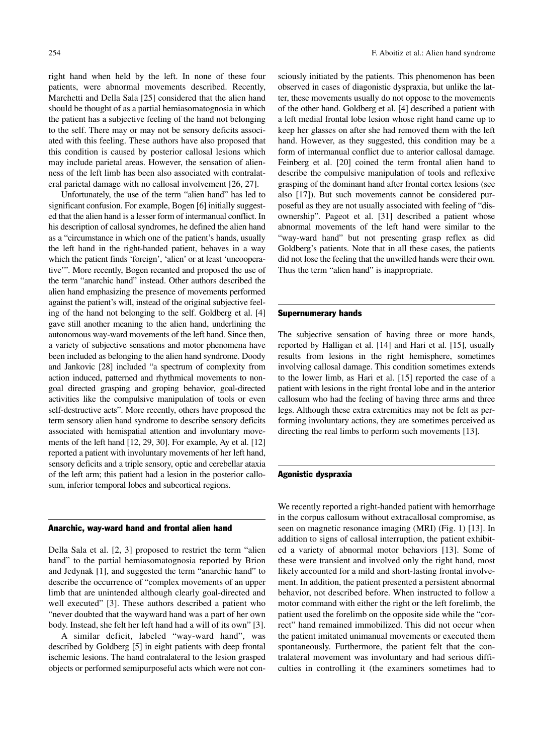right hand when held by the left. In none of these four patients, were abnormal movements described. Recently, Marchetti and Della Sala [25] considered that the alien hand should be thought of as a partial hemiasomatognosia in which the patient has a subjective feeling of the hand not belonging to the self. There may or may not be sensory deficits associated with this feeling. These authors have also proposed that this condition is caused by posterior callosal lesions which may include parietal areas. However, the sensation of alienness of the left limb has been also associated with contralateral parietal damage with no callosal involvement [26, 27].

Unfortunately, the use of the term "alien hand" has led to significant confusion. For example, Bogen [6] initially suggested that the alien hand is a lesser form of intermanual conflict. In his description of callosal syndromes, he defined the alien hand as a "circumstance in which one of the patient's hands, usually the left hand in the right-handed patient, behaves in a way which the patient finds 'foreign', 'alien' or at least 'uncooperative'". More recently, Bogen recanted and proposed the use of the term "anarchic hand" instead. Other authors described the alien hand emphasizing the presence of movements performed against the patient's will, instead of the original subjective feeling of the hand not belonging to the self. Goldberg et al. [4] gave still another meaning to the alien hand, underlining the autonomous way-ward movements of the left hand. Since then, a variety of subjective sensations and motor phenomena have been included as belonging to the alien hand syndrome. Doody and Jankovic [28] included "a spectrum of complexity from action induced, patterned and rhythmical movements to non-goal directed grasping and groping behavior, goal-directed activities like the compulsive manipulation of tools or even self-destructive acts". More recently, others have proposed the term sensory alien hand syndrome to describe sensory deficits associated with hemispatial attention and involuntary movements of the left hand [12, 29, 30]. For example, Ay et al. [12] reported a patient with involuntary movements of her left hand, sensory deficits and a triple sensory, optic and cerebellar ataxia of the left arm; this patient had a lesion in the posterior callosum, inferior temporal lobes and subcortical regions.

## Anarchic, way-ward hand and frontal alien hand

Della Sala et al. [2, 3] proposed to restrict the term "alien hand" to the partial hemiasomatognosia reported by Brion and Jedynak [1], and suggested the term "anarchic hand" to describe the occurrence of "complex movements of an upper limb that are unintended although clearly goal-directed and well executed" [3]. These authors described a patient who "never doubted that the wayward hand was a part of her own body. Instead, she felt her left hand had a will of its own" [3].

A similar deficit, labeled "way-ward hand", was described by Goldberg [5] in eight patients with deep frontal ischemic lesions. The hand contralateral to the lesion grasped objects or performed semipurposeful acts which were not consciously initiated by the patients. This phenomenon has been observed in cases of diagonistic dyspraxia, but unlike the latter, these movements usually do not oppose to the movements of the other hand. Goldberg et al. [4] described a patient with a left medial frontal lobe lesion whose right hand came up to keep her glasses on after she had removed them with the left hand. However, as they suggested, this condition may be a form of intermanual conflict due to anterior callosal damage. Feinberg et al. [20] coined the term frontal alien hand to describe the compulsive manipulation of tools and reflexive grasping of the dominant hand after frontal cortex lesions (see also [17]). But such movements cannot be considered purposeful as they are not usually associated with feeling of "disownership". Pageot et al. [31] described a patient whose abnormal movements of the left hand were similar to the "way-ward hand" but not presenting grasp reflex as did Goldberg's patients. Note that in all these cases, the patients did not lose the feeling that the unwilled hands were their own. Thus the term "alien hand" is inappropriate.

## Supernumerary hands

The subjective sensation of having three or more hands, reported by Halligan et al. [14] and Hari et al. [15], usually results from lesions in the right hemisphere, sometimes involving callosal damage. This condition sometimes extends to the lower limb, as Hari et al. [15] reported the case of a patient with lesions in the right frontal lobe and in the anterior callosum who had the feeling of having three arms and three legs. Although these extra extremities may not be felt as performing involuntary actions, they are sometimes perceived as directing the real limbs to perform such movements [13].

## Agonistic dyspraxia

We recently reported a right-handed patient with hemorrhage in the corpus callosum without extracallosal compromise, as seen on magnetic resonance imaging (MRI) (Fig. 1) [13]. In addition to signs of callosal interruption, the patient exhibited a variety of abnormal motor behaviors [13]. Some of these were transient and involved only the right hand, most likely accounted for a mild and short-lasting frontal involvement. In addition, the patient presented a persistent abnormal behavior, not described before. When instructed to follow a motor command with either the right or the left forelimb, the patient used the forelimb on the opposite side while the "correct" hand remained immobilized. This did not occur when the patient imitated unimanual movements or executed them spontaneously. Furthermore, the patient felt that the contralateral movement was involuntary and had serious difficulties in controlling it (the examiners sometimes had to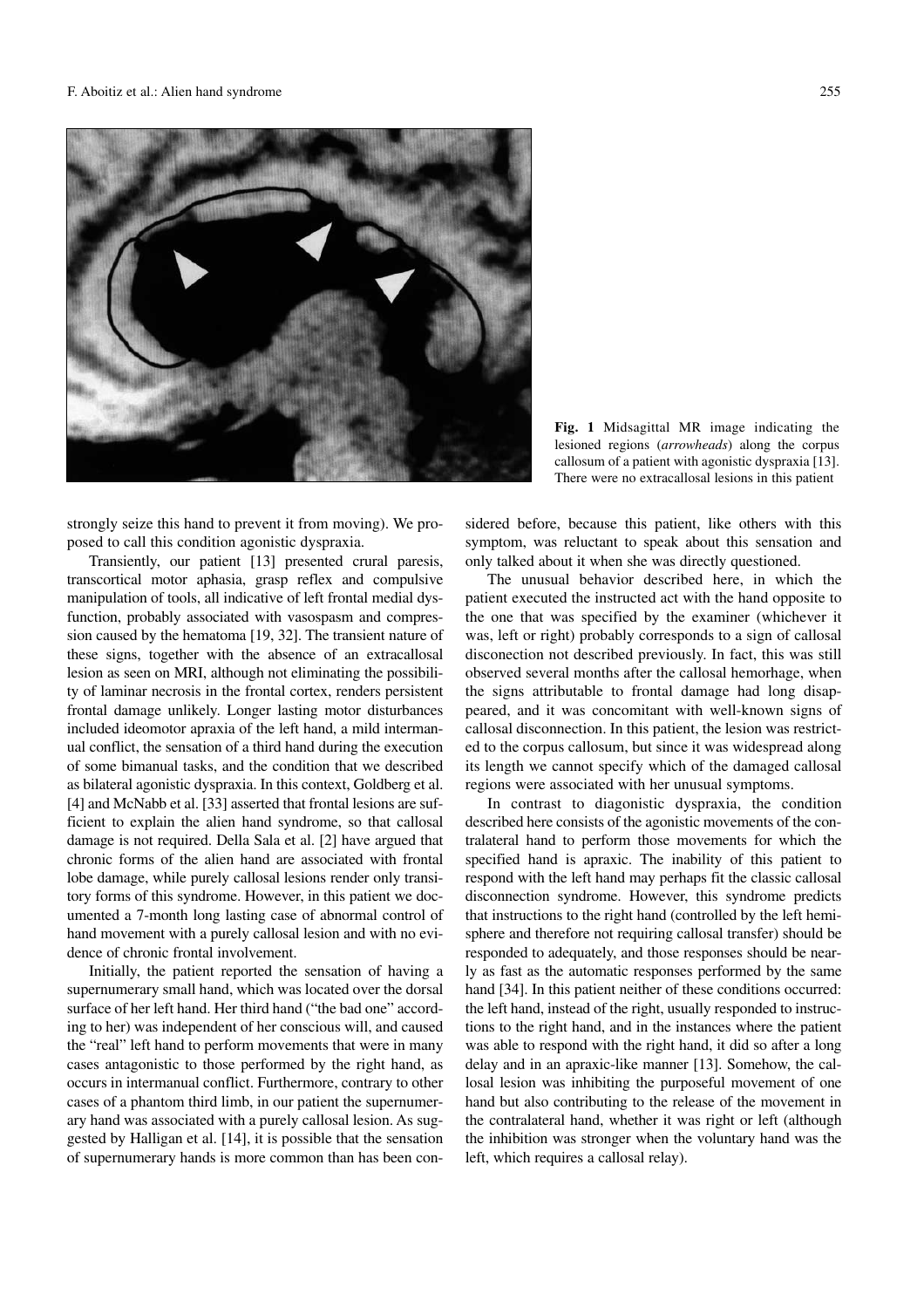Fig. 1 Midsagittal MR image indicating the lesioned regions (*arrowheads*) along the corpus callosum of a patient with agonistic dyspraxia [13]. There were no extracallosal lesions in this patient

strongly seize this hand to prevent it from moving). We proposed to call this condition agonistic dyspraxia.

Transiently, our patient [13] presented crural paresis, transcortical motor aphasia, grasp reflex and compulsive manipulation of tools, all indicative of left frontal medial dysfunction, probably associated with vasospasm and compression caused by the hematoma [19, 32]. The transient nature of these signs, together with the absence of an extracallosal lesion as seen on MRI, although not eliminating the possibility of laminar necrosis in the frontal cortex, renders persistent frontal damage unlikely. Longer lasting motor disturbances included ideomotor apraxia of the left hand, a mild intermanual conflict, the sensation of a third hand during the execution of some bimanual tasks, and the condition that we described as bilateral agonistic dyspraxia. In this context, Goldberg et al. [4] and McNabb et al. [33] asserted that frontal lesions are sufficient to explain the alien hand syndrome, so that callosal damage is not required. Della Sala et al. [2] have argued that chronic forms of the alien hand are associated with frontal lobe damage, while purely callosal lesions render only transitory forms of this syndrome. However, in this patient we documented a 7-month long lasting case of abnormal control of hand movement with a purely callosal lesion and with no evidence of chronic frontal involvement.

Initially, the patient reported the sensation of having a supernumerary small hand, which was located over the dorsal surface of her left hand. Her third hand ("the bad one" according to her) was independent of her conscious will, and caused the "real" left hand to perform movements that were in many cases antagonistic to those performed by the right hand, as occurs in intermanual conflict. Furthermore, contrary to other cases of a phantom third limb, in our patient the supernumerary hand was associated with a purely callosal lesion. As suggested by Halligan et al. [14], it is possible that the sensation of supernumerary hands is more common than has been considered before, because this patient, like others with this symptom, was reluctant to speak about this sensation and only talked about it when she was directly questioned.

The unusual behavior described here, in which the patient executed the instructed act with the hand opposite to the one that was specified by the examiner (whichever it was, left or right) probably corresponds to a sign of callosal disconection not described previously. In fact, this was still observed several months after the callosal hemorhage, when the signs attributable to frontal damage had long disappeared, and it was concomitant with well-known signs of callosal disconnection. In this patient, the lesion was restricted to the corpus callosum, but since it was widespread along its length we cannot specify which of the damaged callosal regions were associated with her unusual symptoms.

In contrast to diagonistic dyspraxia, the condition described here consists of the agonistic movements of the contralateral hand to perform those movements for which the specified hand is apraxic. The inability of this patient to respond with the left hand may perhaps fit the classic callosal disconnection syndrome. However, this syndrome predicts that instructions to the right hand (controlled by the left hemisphere and therefore not requiring callosal transfer) should be responded to adequately, and those responses should be nearly as fast as the automatic responses performed by the same hand [34]. In this patient neither of these conditions occurred: the left hand, instead of the right, usually responded to instructions to the right hand, and in the instances where the patient was able to respond with the right hand, it did so after a long delay and in an apraxic-like manner [13]. Somehow, the callosal lesion was inhibiting the purposeful movement of one hand but also contributing to the release of the movement in the contralateral hand, whether it was right or left (although the inhibition was stronger when the voluntary hand was the left, which requires a callosal relay).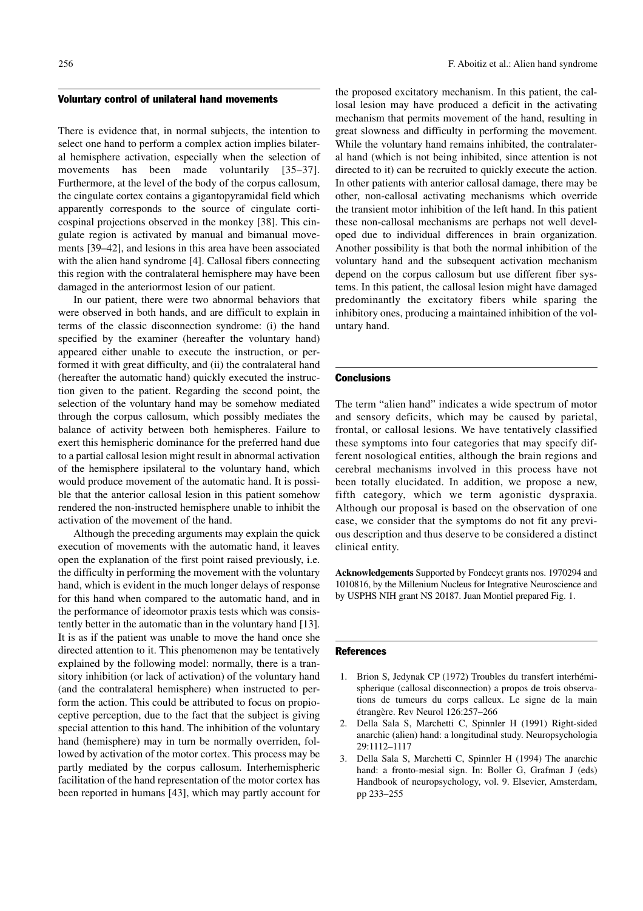## Voluntary control of unilateral hand movements

There is evidence that, in normal subjects, the intention to select one hand to perform a complex action implies bilateral hemisphere activation, especially when the selection of movements has been made voluntarily [35–37]. Furthermore, at the level of the body of the corpus callosum, the cingulate cortex contains a gigantopyramidal field which apparently corresponds to the source of cingulate corticospinal projections observed in the monkey [38]. This cingulate region is activated by manual and bimanual movements [39–42], and lesions in this area have been associated with the alien hand syndrome [4]. Callosal fibers connecting this region with the contralateral hemisphere may have been damaged in the anteriormost lesion of our patient.

In our patient, there were two abnormal behaviors that were observed in both hands, and are difficult to explain in terms of the classic disconnection syndrome: (i) the hand specified by the examiner (hereafter the voluntary hand) appeared either unable to execute the instruction, or performed it with great difficulty, and (ii) the contralateral hand (hereafter the automatic hand) quickly executed the instruction given to the patient. Regarding the second point, the selection of the voluntary hand may be somehow mediated through the corpus callosum, which possibly mediates the balance of activity between both hemispheres. Failure to exert this hemispheric dominance for the preferred hand due to a partial callosal lesion might result in abnormal activation of the hemisphere ipsilateral to the voluntary hand, which would produce movement of the automatic hand. It is possible that the anterior callosal lesion in this patient somehow rendered the non-instructed hemisphere unable to inhibit the activation of the movement of the hand.

Although the preceding arguments may explain the quick execution of movements with the automatic hand, it leaves open the explanation of the first point raised previously, i.e. the difficulty in performing the movement with the voluntary hand, which is evident in the much longer delays of response for this hand when compared to the automatic hand, and in the performance of ideomotor praxis tests which was consistently better in the automatic than in the voluntary hand [13]. It is as if the patient was unable to move the hand once she directed attention to it. This phenomenon may be tentatively explained by the following model: normally, there is a transitory inhibition (or lack of activation) of the voluntary hand (and the contralateral hemisphere) when instructed to perform the action. This could be attributed to focus on propioceptive perception, due to the fact that the subject is giving special attention to this hand. The inhibition of the voluntary hand (hemisphere) may in turn be normally overriden, followed by activation of the motor cortex. This process may be partly mediated by the corpus callosum. Interhemispheric facilitation of the hand representation of the motor cortex has been reported in humans [43], which may partly account for the proposed excitatory mechanism. In this patient, the callosal lesion may have produced a deficit in the activating mechanism that permits movement of the hand, resulting in great slowness and difficulty in performing the movement. While the voluntary hand remains inhibited, the contralateral hand (which is not being inhibited, since attention is not directed to it) can be recruited to quickly execute the action. In other patients with anterior callosal damage, there may be other, non-callosal activating mechanisms which override the transient motor inhibition of the left hand. In this patient these non-callosal mechanisms are perhaps not well developed due to individual differences in brain organization. Another possibility is that both the normal inhibition of the voluntary hand and the subsequent activation mechanism depend on the corpus callosum but use different fiber systems. In this patient, the callosal lesion might have damaged predominantly the excitatory fibers while sparing the inhibitory ones, producing a maintained inhibition of the voluntary hand.

## Conclusions

The term "alien hand" indicates a wide spectrum of motor and sensory deficits, which may be caused by parietal, frontal, or callosal lesions. We have tentatively classified these symptoms into four categories that may specify different nosological entities, although the brain regions and cerebral mechanisms involved in this process have not been totally elucidated. In addition, we propose a new, fifth category, which we term agonistic dyspraxia. Although our proposal is based on the observation of one case, we consider that the symptoms do not fit any previous description and thus deserve to be considered a distinct clinical entity.

**Acknowledgements** Supported by Fondecyt grants nos. 1970294 and 1010816, by the Millenium Nucleus for Integrative Neuroscience and by USPHS NIH grant NS 20187. Juan Montiel prepared Fig. 1.

## References

1. Brion S, Jedynak CP (1972) Troubles du transfert interhémispherique (callosal disconnection) a propos de trois observations de tumeurs du corps calleux. Le signe de la main étrangère. Rev Neurol 126:257–266
2. Della Sala S, Marchetti C, Spinnler H (1991) Right-sided anarchic (alien) hand: a longitudinal study. Neuropsychologia 29:1112–1117
3. Della Sala S, Marchetti C, Spinnler H (1994) The anarchic hand: a fronto-mesial sign. In: Boller G, Grafman J (eds) Handbook of neuropsychology, vol. 9. Elsevier, Amsterdam, pp 233–255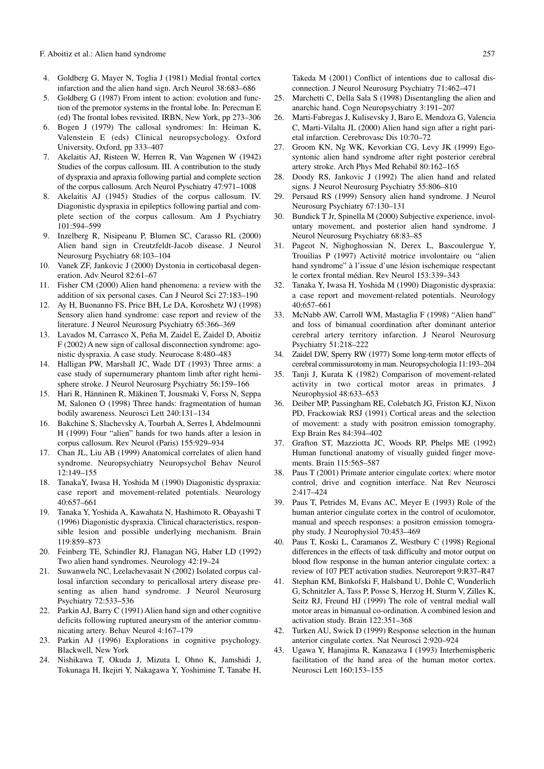4. Goldberg G, Mayer N, Toglia J (1981) Medial frontal cortex infarction and the alien hand sign. Arch Neurol 38:683–686
5. Goldberg G (1987) From intent to action: evolution and function of the premotor systems in the frontal lobe. In: Perecman E (ed) The frontal lobes revisited. IRBN, New York, pp 273–306
6. Bogen J (1979) The callosal syndromes: In: Heiman K, Valenstein E (eds) Clinical neuropsychology. Oxford University, Oxford, pp 333–407
7. Akelaitis AJ, Risteen W, Herren R, Van Wagenen W (1942) Studies of the corpus callosum. III. A contribution to the study of dyspraxia and apraxia following partial and complete section of the corpus callosum. Arch Neurol Pyschiatry 47:971–1008
8. Akelaitis AJ (1945) Studies of the corpus callosum. IV. Diagonistic dyspraxia in epileptics following partial and complete section of the corpus callosum. Am J Psychiatry 101:594–599
9. Inzelberg R, Nisipeanu P, Blumen SC, Carasso RL (2000) Alien hand sign in Creutzfeldt-Jacob disease. J Neurol Neurosurg Psychiatry 68:103–104
10. Vanek ZF, Jankovic J (2000) Dystonia in corticobasal degeneration. Adv Neurol 82:61–67
11. Fisher CM (2000) Alien hand phenomena: a review with the addition of six personal cases. Can J Neurol Sci 27:183–190
12. Ay H, Buonanno FS, Price BH, Le DA, Koroshetz WJ (1998) Sensory alien hand syndrome: case report and review of the literature. J Neurol Neurosurg Psychiatry 65:366–369
13. Lavados M, Carrasco X, Peña M, Zaidel E, Zaidel D, Aboitiz F (2002) A new sign of callosal disconnection syndrome: agonistic dyspraxia. A case study. Neurocase 8:480–483
14. Halligan PW, Marshall JC, Wade DT (1993) Three arms: a case study of supernumerary phantom limb after right hemisphere stroke. J Neurol Neurosurg Psychiatry 56:159–166
15. Hari R, Hänninen R, Mäkinen T, Jousmaki V, Forss N, Seppa M, Salonen O (1998) Three hands: fragmentation of human bodily awareness. Neurosci Lett 240:131–134
16. Bakchine S, Slachevsky A, Tourbah A, Serres I, Abdelmounni H (1999) Four "alien" hands for two hands after a lesion in corpus callosum. Rev Neurol (Paris) 155:929–934
17. Chan JL, Liu AB (1999) Anatomical correlates of alien hand syndrome. Neuropsychiatry Neuropsychol Behav Neurol 12:149–155
18. TanakaY, Iwasa H, Yoshida M (1990) Diagonistic dyspraxia: case report and movement-related potentials. Neurology 40:657–661
19. Tanaka Y, Yoshida A, Kawahata N, Hashimoto R, Obayashi T (1996) Diagonistic dyspraxia. Clinical characteristics, responsible lesion and possible underlying mechanism. Brain 119:859–873
20. Feinberg TE, Schindler RJ, Flanagan NG, Haber LD (1992) Two alien hand syndromes. Neurology 42:19–24
21. Suwanwela NC, Leelachevasait N (2002) Isolated corpus callosal infarction secondary to pericallosal artery disease presenting as alien hand syndrome. J Neurol Neurosurg Psychiatry 72:533–536
22. Parkin AJ, Barry C (1991) Alien hand sign and other cognitive deficits following ruptured aneurysm of the anterior communicating artery. Behav Neurol 4:167–179
23. Parkin AJ (1996) Explorations in cognitive psychology. Blackwell, New York
24. Nishikawa T, Okuda J, Mizuta I, Ohno K, Jamshidi J, Tokunaga H, Ikejiri Y, Nakagawa Y, Yoshimine T, Tanabe H, Takeda M (2001) Conflict of intentions due to callosal disconnection. J Neurol Neurosurg Psychiatry 71:462–471
25. Marchetti C, Della Sala S (1998) Disentangling the alien and anarchic hand. Cogn Neuropsychiatry 3:191–207
26. Marti-Fabregas J, Kulisevsky J, Baro E, Mendoza G, Valencia C, Marti-Vilalta JL (2000) Alien hand sign after a right parietal infarction. Cerebrovasc Dis 10:70–72
27. Groom KN, Ng WK, Kevorkian CG, Levy JK (1999) Egosyntonic alien hand syndrome after right posterior cerebral artery stroke. Arch Phys Med Rehabil 80:162–165
28. Doody RS, Jankovic J (1992) The alien hand and related signs. J Neurol Neurosurg Psychiatry 55:806–810
29. Persaud RS (1999) Sensory alien hand syndrome. J Neurol Neurosurg Psychiatry 67:130–131
30. Bundick T Jr, Spinella M (2000) Subjective experience, involuntary movement, and posterior alien hand syndrome. J Neurol Neurosurg Psychiatry 68:83–85
31. Pageot N, Nighoghossian N, Derex L, Bascoulergue Y, Trouilias P (1997) Activité motrice involontaire ou "alien hand syndrome" à l'issue d'une lésion ischemique respectant le cortex frontal médian. Rev Neurol 153:339–343
32. Tanaka Y, Iwasa H, Yoshida M (1990) Diagonistic dyspraxia: a case report and movement-related potentials. Neurology 40:657–661
33. McNabb AW, Carroll WM, Mastaglia F (1998) "Alien hand" and loss of bimanual coordination after dominant anterior cerebral artery territory infarction. J Neurol Neurosurg Psychiatry 51:218–222
34. Zaidel DW, Sperry RW (1977) Some long-term motor effects of cerebral commissurotomy in man. Neuropsychologia 11:193–204
35. Tanji J, Kurata K (1982) Comparison of movement-related activity in two cortical motor areas in primates. J Neurophysiol 48:633–653
36. Deiber MP, Passingham RE, Colebatch JG, Friston KJ, Nixon PD, Frackowiak RSJ (1991) Cortical areas and the selection of movement: a study with positron emission tomography. Exp Brain Res 84:394–402
37. Grafton ST, Mazziotta JC, Woods RP, Phelps ME (1992) Human functional anatomy of visually guided finger movements. Brain 115:565–587
38. Paus T (2001) Primate anterior cingulate cortex: where motor control, drive and cognition interface. Nat Rev Neurosci 2:417–424
39. Paus T, Petrides M, Evans AC, Meyer E (1993) Role of the human anterior cingulate cortex in the control of oculomotor, manual and speech responses: a positron emission tomography study. J Neurophysiol 70:453–469
40. Paus T, Koski L, Caramanos Z, Westbury C (1998) Regional differences in the effects of task difficulty and motor output on blood flow response in the human anterior cingulate cortex: a review of 107 PET activation studies. Neuroreport 9:R37–R47
41. Stephan KM, Binkofski F, Halsband U, Dohle C, Wunderlich G, Schnitzler A, Tass P, Posse S, Herzog H, Sturm V, Zilles K, Seitz RJ, Freund HJ (1999) The role of ventral medial wall motor areas in bimanual co-ordination. A combined lesion and activation study. Brain 122:351–368
42. Turken AU, Swick D (1999) Response selection in the human anterior cingulate cortex. Nat Neurosci 2:920–924
43. Ugawa Y, Hanajima R, Kanazawa I (1993) Interhemispheric facilitation of the hand area of the human motor cortex. Neurosci Lett 160:153–155